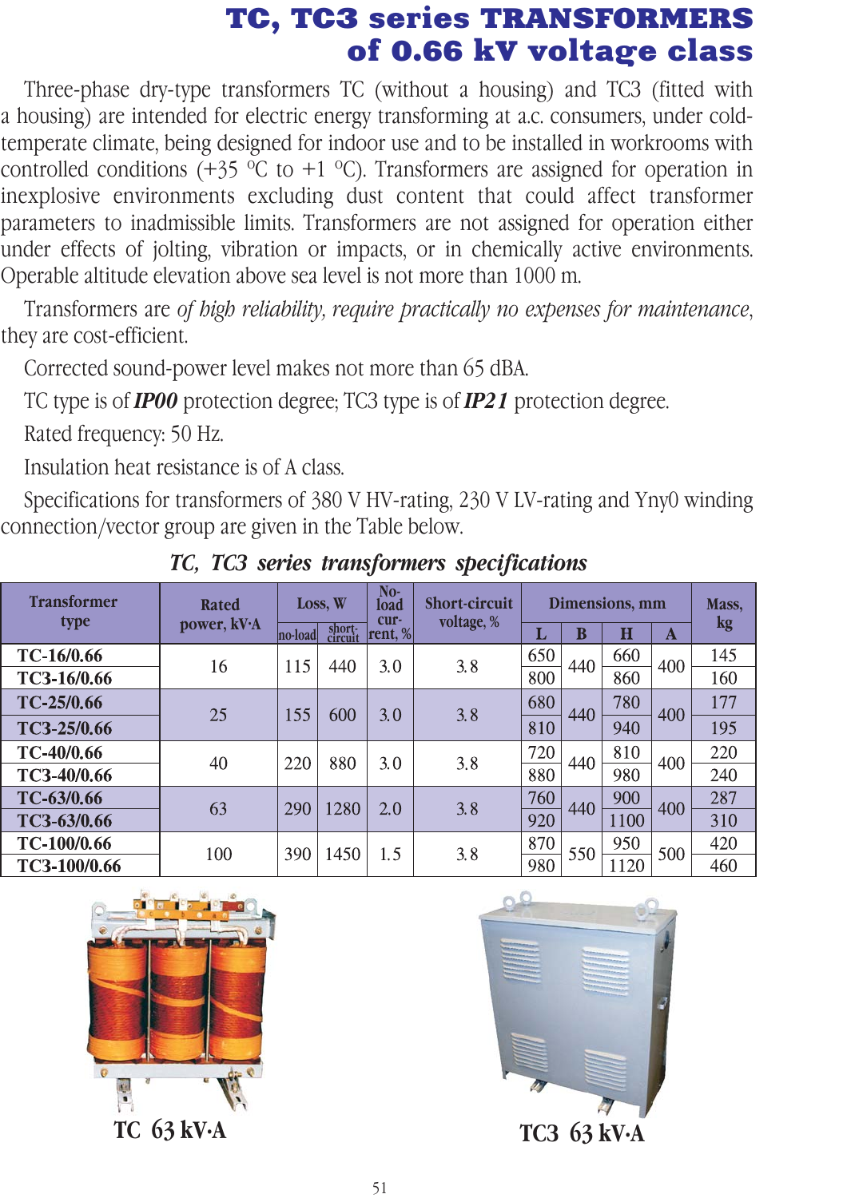# TC, TC3 series TRANSFORMERS of 0.66 kV voltage class

Three-phase dry-type transformers TC (without a housing) and TC3 (fitted with a housing) are intended for electric energy transforming at a.c. consumers, under cold-temperate climate, being designed for indoor use and to be installed in workrooms with controlled conditions (+35 °C to +1 °C). Transformers are assigned for operation in inexplosive environments excluding dust content that could affect transformer parameters to inadmissible limits. Transformers are not assigned for operation either under effects of jolting, vibration or impacts, or in chemically active environments. Operable altitude elevation above sea level is not more than 1000 m.

Transformers are *of high reliability, require practically no expenses for maintenance*, they are cost-efficient.

Corrected sound-power level makes not more than 65 dBA.

TC type is of ***IP00*** protection degree; TC3 type is of ***IP21*** protection degree.

Rated frequency: 50 Hz.

Insulation heat resistance is of A class.

Specifications for transformers of 380 V HV-rating, 230 V LV-rating and Yny0 winding connection/vector group are given in the Table below.

***TC, TC3 series transformers specifications***

| Transformer type | Rated power, kV·A | Loss, W | | No-load current, % | Short-circuit voltage, % | Dimensions, mm | | | | Mass, kg |
|---|---|---|---|---|---|---|---|---|---|---|
| | | no-load | short-circuit | | | L | B | H | A | |
| **TC-16/0.66** | 16 | 115 | 440 | 3.0 | 3.8 | 650 | 440 | 660 | 400 | 145 |
| **TC3-16/0.66** | | | | | | 800 | | 860 | | 160 |
| **TC-25/0.66** | 25 | 155 | 600 | 3.0 | 3.8 | 680 | 440 | 780 | 400 | 177 |
| **TC3-25/0.66** | | | | | | 810 | | 940 | | 195 |
| **TC-40/0.66** | 40 | 220 | 880 | 3.0 | 3.8 | 720 | 440 | 810 | 400 | 220 |
| **TC3-40/0.66** | | | | | | 880 | | 980 | | 240 |
| **TC-63/0.66** | 63 | 290 | 1280 | 2.0 | 3.8 | 760 | 440 | 900 | 400 | 287 |
| **TC3-63/0.66** | | | | | | 920 | | 1100 | | 310 |
| **TC-100/0.66** | 100 | 390 | 1450 | 1.5 | 3.8 | 870 | 550 | 950 | 500 | 420 |
| **TC3-100/0.66** | | | | | | 980 | | 1120 | | 460 |

TC 63 kV·A

TC3 63 kV·A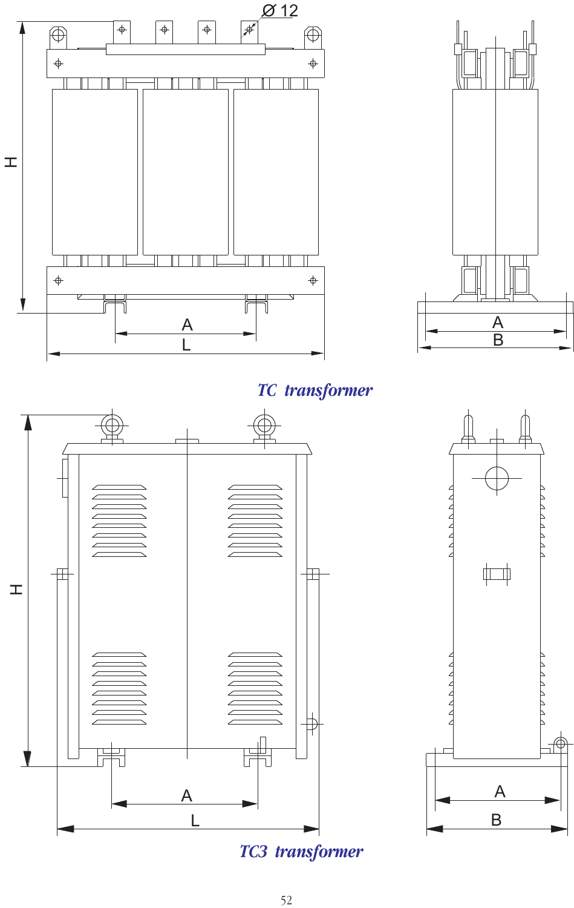Ø 12

H

A

L

A

B

*TC transformer*

H

A

L

A

B

*TC3 transformer*